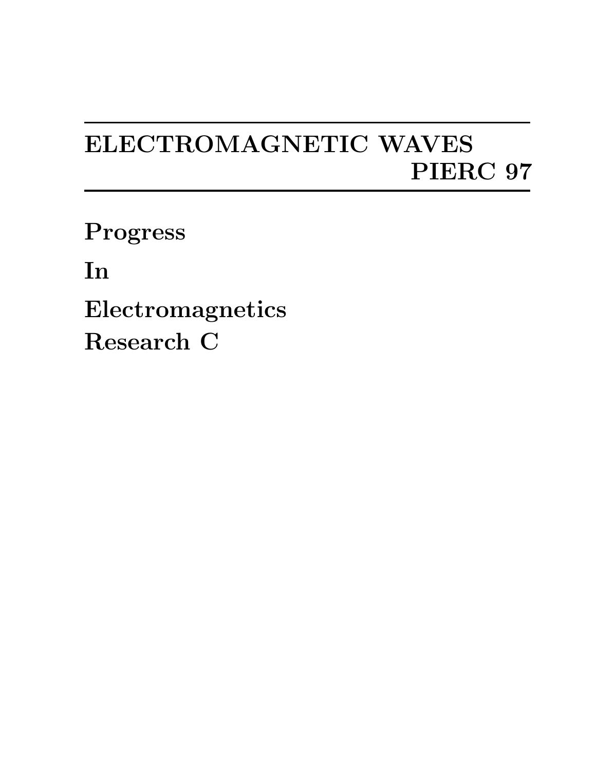# ELECTROMAGNETIC WAVES
# PIERC 97

**Progress**

**In**

**Electromagnetics**

**Research C**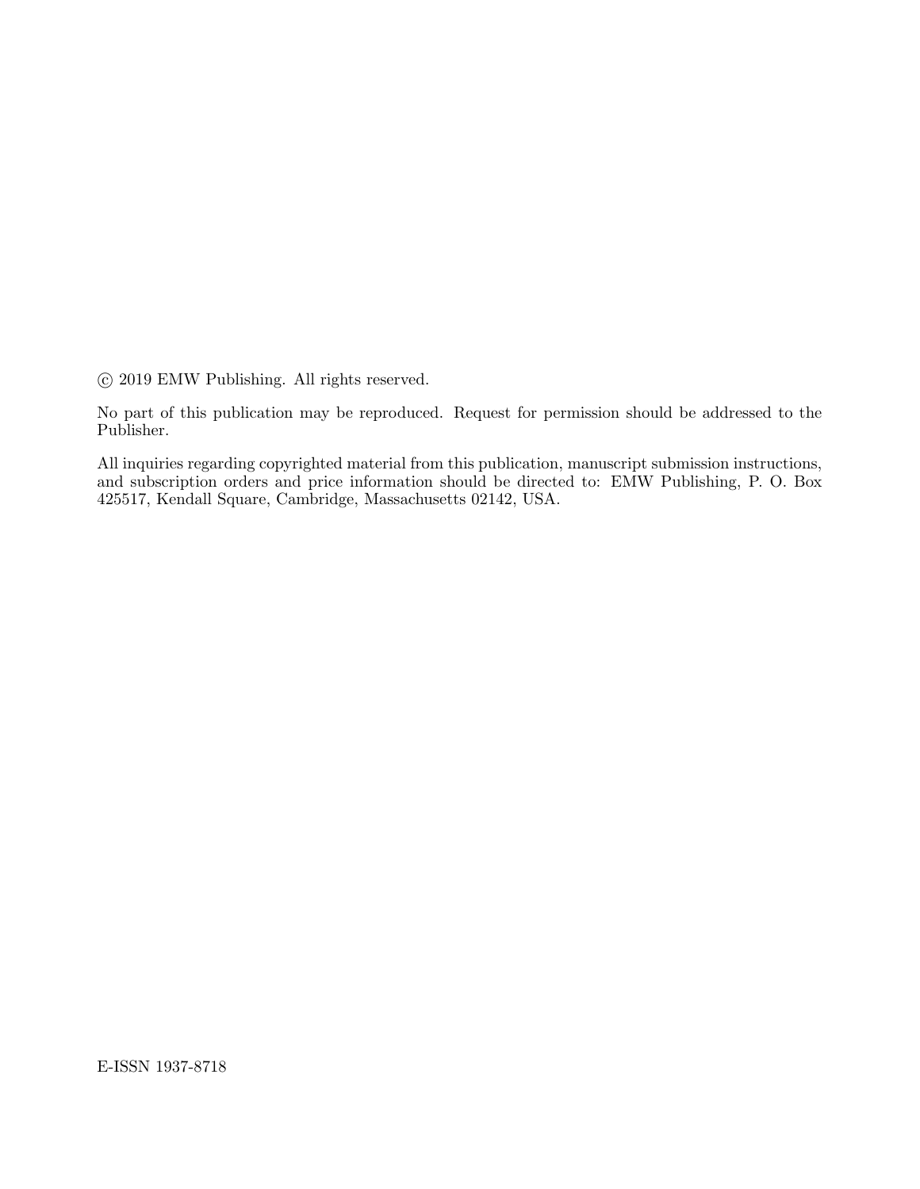© 2019 EMW Publishing. All rights reserved.

No part of this publication may be reproduced. Request for permission should be addressed to the Publisher.

All inquiries regarding copyrighted material from this publication, manuscript submission instructions, and subscription orders and price information should be directed to: EMW Publishing, P. O. Box 425517, Kendall Square, Cambridge, Massachusetts 02142, USA.

E-ISSN 1937-8718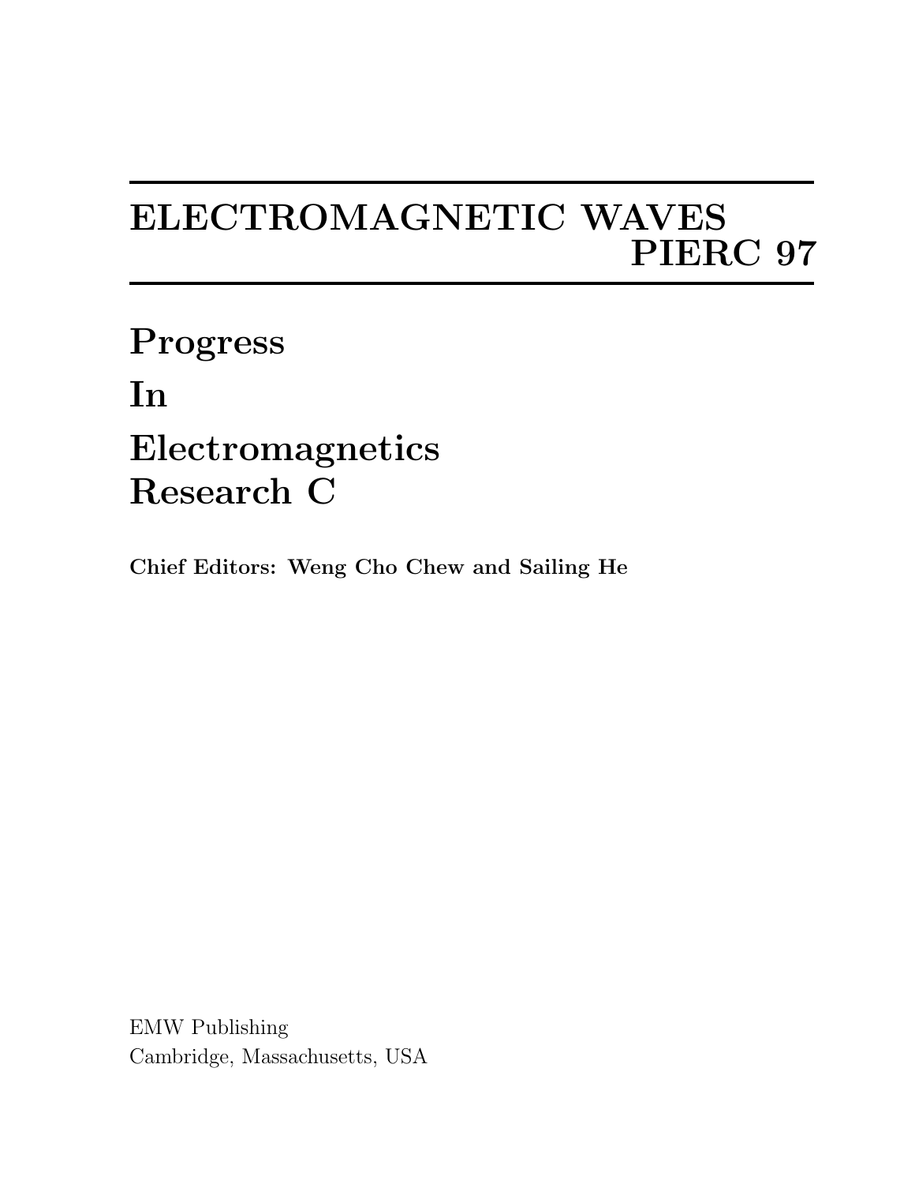# ELECTROMAGNETIC WAVES
# PIERC 97

## Progress
## In
## Electromagnetics
## Research C

**Chief Editors: Weng Cho Chew and Sailing He**

EMW Publishing
Cambridge, Massachusetts, USA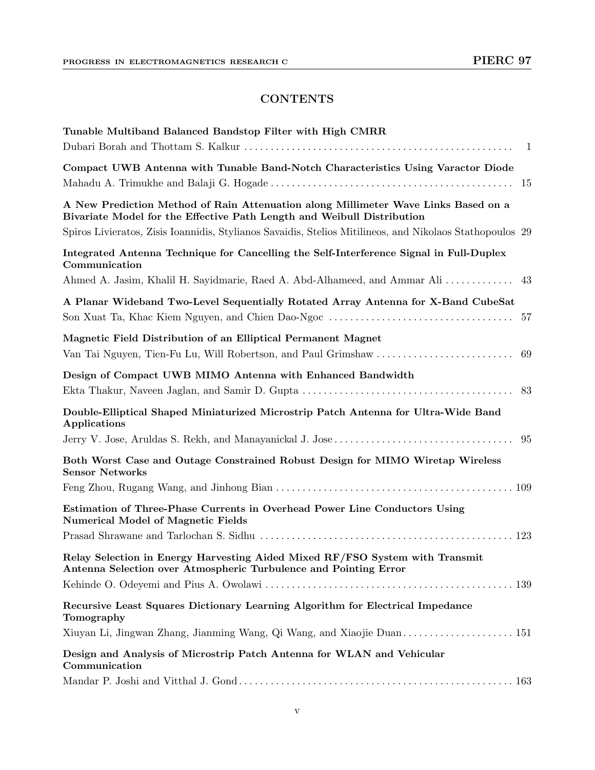# CONTENTS

**Tunable Multiband Balanced Bandstop Filter with High CMRR**
Dubari Borah and Thottam S. Kalkur . . . . . . . . . . . . . . . . . . . . . . . . . . . . . . . . . . . . . . . . . . . . . . . . . . 1

**Compact UWB Antenna with Tunable Band-Notch Characteristics Using Varactor Diode**
Mahadu A. Trimukhe and Balaji G. Hogade . . . . . . . . . . . . . . . . . . . . . . . . . . . . . . . . . . . . . . . . . . . . . 15

**A New Prediction Method of Rain Attenuation along Millimeter Wave Links Based on a Bivariate Model for the Effective Path Length and Weibull Distribution**
Spiros Livieratos, Zisis Ioannidis, Stylianos Savaidis, Stelios Mitilineos, and Nikolaos Stathopoulos 29

**Integrated Antenna Technique for Cancelling the Self-Interference Signal in Full-Duplex Communication**
Ahmed A. Jasim, Khalil H. Sayidmarie, Raed A. Abd-Alhameed, and Ammar Ali . . . . . . . . . . . . . 43

**A Planar Wideband Two-Level Sequentially Rotated Array Antenna for X-Band CubeSat**
Son Xuat Ta, Khac Kiem Nguyen, and Chien Dao-Ngoc . . . . . . . . . . . . . . . . . . . . . . . . . . . . . . . . . . 57

**Magnetic Field Distribution of an Elliptical Permanent Magnet**
Van Tai Nguyen, Tien-Fu Lu, Will Robertson, and Paul Grimshaw . . . . . . . . . . . . . . . . . . . . . . . . . . 69

**Design of Compact UWB MIMO Antenna with Enhanced Bandwidth**
Ekta Thakur, Naveen Jaglan, and Samir D. Gupta . . . . . . . . . . . . . . . . . . . . . . . . . . . . . . . . . . . . . . . . 83

**Double-Elliptical Shaped Miniaturized Microstrip Patch Antenna for Ultra-Wide Band Applications**
Jerry V. Jose, Aruldas S. Rekh, and Manayanickal J. Jose . . . . . . . . . . . . . . . . . . . . . . . . . . . . . . . . . . 95

**Both Worst Case and Outage Constrained Robust Design for MIMO Wiretap Wireless Sensor Networks**
Feng Zhou, Rugang Wang, and Jinhong Bian . . . . . . . . . . . . . . . . . . . . . . . . . . . . . . . . . . . . . . . . . . . . . 109

**Estimation of Three-Phase Currents in Overhead Power Line Conductors Using Numerical Model of Magnetic Fields**
Prasad Shrawane and Tarlochan S. Sidhu . . . . . . . . . . . . . . . . . . . . . . . . . . . . . . . . . . . . . . . . . . . . . . . . 123

**Relay Selection in Energy Harvesting Aided Mixed RF/FSO System with Transmit Antenna Selection over Atmospheric Turbulence and Pointing Error**
Kehinde O. Odeyemi and Pius A. Owolawi . . . . . . . . . . . . . . . . . . . . . . . . . . . . . . . . . . . . . . . . . . . . . . . 139

**Recursive Least Squares Dictionary Learning Algorithm for Electrical Impedance Tomography**
Xiuyan Li, Jingwan Zhang, Jianming Wang, Qi Wang, and Xiaojie Duan . . . . . . . . . . . . . . . . . . . . . 151

**Design and Analysis of Microstrip Patch Antenna for WLAN and Vehicular Communication**
Mandar P. Joshi and Vitthal J. Gond . . . . . . . . . . . . . . . . . . . . . . . . . . . . . . . . . . . . . . . . . . . . . . . . . . . . 163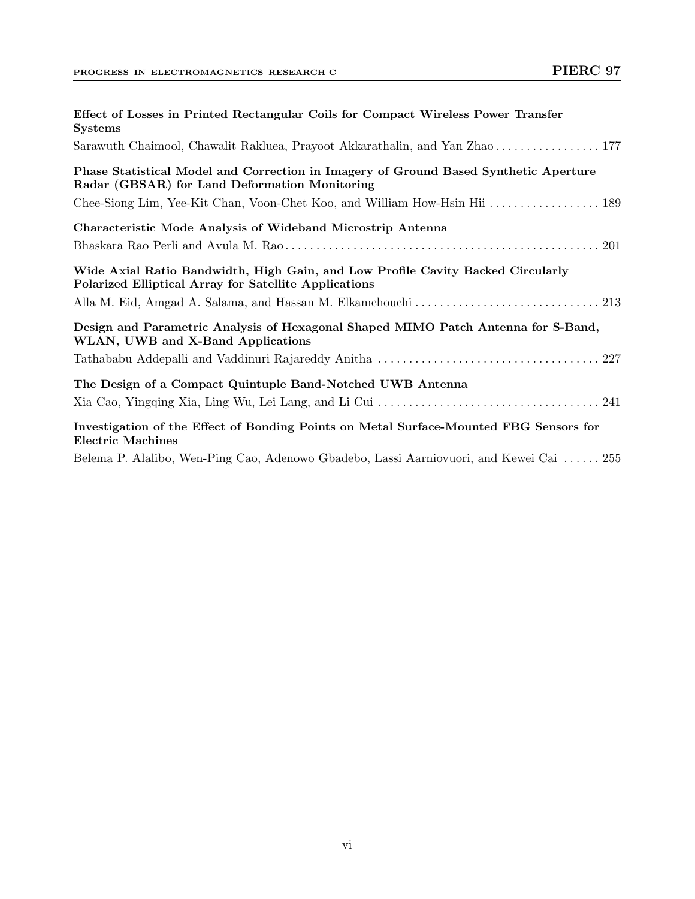**Effect of Losses in Printed Rectangular Coils for Compact Wireless Power Transfer Systems**

Sarawuth Chaimool, Chawalit Rakluea, Prayoot Akkarathalin, and Yan Zhao . . . . . . . . . . . . . . . . . 177

**Phase Statistical Model and Correction in Imagery of Ground Based Synthetic Aperture Radar (GBSAR) for Land Deformation Monitoring**

Chee-Siong Lim, Yee-Kit Chan, Voon-Chet Koo, and William How-Hsin Hii . . . . . . . . . . . . . . . . . . 189

**Characteristic Mode Analysis of Wideband Microstrip Antenna**

Bhaskara Rao Perli and Avula M. Rao . . . . . . . . . . . . . . . . . . . . . . . . . . . . . . . . . . . . . . . . . . . . . . . . . . . 201

**Wide Axial Ratio Bandwidth, High Gain, and Low Profile Cavity Backed Circularly Polarized Elliptical Array for Satellite Applications**

Alla M. Eid, Amgad A. Salama, and Hassan M. Elkamchouchi . . . . . . . . . . . . . . . . . . . . . . . . . . . . . . 213

**Design and Parametric Analysis of Hexagonal Shaped MIMO Patch Antenna for S-Band, WLAN, UWB and X-Band Applications**

Tathababu Addepalli and Vaddinuri Rajareddy Anitha . . . . . . . . . . . . . . . . . . . . . . . . . . . . . . . . . . . . 227

**The Design of a Compact Quintuple Band-Notched UWB Antenna**

Xia Cao, Yingqing Xia, Ling Wu, Lei Lang, and Li Cui . . . . . . . . . . . . . . . . . . . . . . . . . . . . . . . . . . . . 241

**Investigation of the Effect of Bonding Points on Metal Surface-Mounted FBG Sensors for Electric Machines**

Belema P. Alalibo, Wen-Ping Cao, Adenowo Gbadebo, Lassi Aarniovuori, and Kewei Cai . . . . . . 255